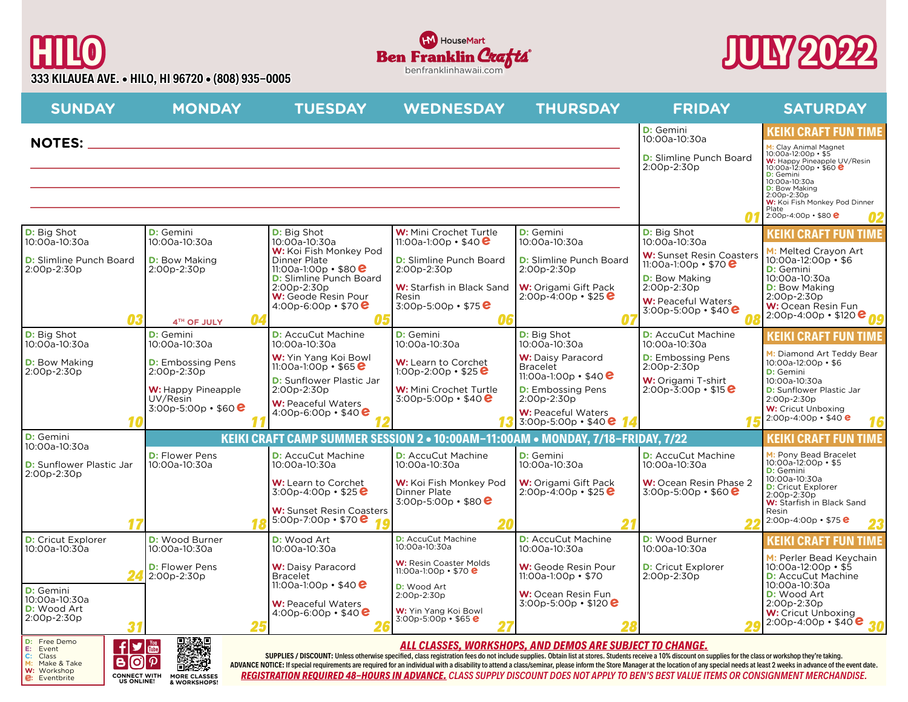# HILO

333 KILAUEA AVE. • HILO, HI 96720 • (808) 935–0005

HouseMart Ben Franklin Crafts®
benfranklinhawaii.com

# JULY 2022

| SUNDAY | MONDAY | TUESDAY | WEDNESDAY | THURSDAY | FRIDAY | SATURDAY |
|---|---|---|---|---|---|---|
| NOTES: | | | | | **01** D: Gemini 10:00a-10:30a; D: Slimline Punch Board 2:00p-2:30p | **02** KEIKI CRAFT FUN TIME — M: Clay Animal Magnet 10:00a-12:00p • $5; W: Happy Pineapple UV/Resin 10:00a-12:00p • $60 e; D: Gemini 10:00a-10:30a; D: Bow Making 2:00p-2:30p; W: Koi Fish Monkey Pod Dinner Plate 2:00p-4:00p • $80 e |
| **03** D: Big Shot 10:00a-10:30a; D: Slimline Punch Board 2:00p-2:30p | **04** D: Gemini 10:00a-10:30a; D: Bow Making 2:00p-2:30p; 4TH OF JULY | **05** D: Big Shot 10:00a-10:30a; W: Koi Fish Monkey Pod Dinner Plate 11:00a-1:00p • $80 e; D: Slimline Punch Board 2:00p-2:30p; W: Geode Resin Pour 4:00p-6:00p • $70 e | **06** W: Mini Crochet Turtle 11:00a-1:00p • $40 e; D: Slimline Punch Board 2:00p-2:30p; W: Starfish in Black Sand Resin 3:00p-5:00p • $75 e | **07** D: Gemini 10:00a-10:30a; D: Slimline Punch Board 2:00p-2:30p; W: Origami Gift Pack 2:00p-4:00p • $25 e | **08** D: Big Shot 10:00a-10:30a; W: Sunset Resin Coasters 11:00a-1:00p • $70 e; D: Bow Making 2:00p-2:30p; W: Peaceful Waters 3:00p-5:00p • $40 e | **09** KEIKI CRAFT FUN TIME — M: Melted Crayon Art 10:00a-12:00p • $6; D: Gemini 10:00a-10:30a; D: Bow Making 2:00p-2:30p; W: Ocean Resin Fun 2:00p-4:00p • $120 e |
| **10** D: Big Shot 10:00a-10:30a; D: Bow Making 2:00p-2:30p | **11** D: Gemini 10:00a-10:30a; D: Embossing Pens 2:00p-2:30p; W: Happy Pineapple UV/Resin 3:00p-5:00p • $60 e | **12** D: AccuCut Machine 10:00a-10:30a; W: Yin Yang Koi Bowl 11:00a-1:00p • $65 e; D: Sunflower Plastic Jar 2:00p-2:30p; W: Peaceful Waters 4:00p-6:00p • $40 e | **13** D: Gemini 10:00a-10:30a; W: Learn to Corchet 1:00p-2:00p • $25 e; W: Mini Crochet Turtle 3:00p-5:00p • $40 e | **14** D: Big Shot 10:00a-10:30a; W: Daisy Paracord Bracelet 11:00a-1:00p • $40 e; D: Embossing Pens 2:00p-2:30p; W: Peaceful Waters 3:00p-5:00p • $40 e | **15** D: AccuCut Machine 10:00a-10:30a; D: Embossing Pens 2:00p-2:30p; W: Origami T-shirt 2:00p-3:00p • $15 e | **16** KEIKI CRAFT FUN TIME — M: Diamond Art Teddy Bear 10:00a-12:00p • $6; D: Gemini 10:00a-10:30a; D: Sunflower Plastic Jar 2:00p-2:30p; W: Cricut Unboxing 2:00p-4:00p • $40 e |
| **17** D: Gemini 10:00a-10:30a; D: Sunflower Plastic Jar 2:00p-2:30p | **18** KEIKI CRAFT CAMP SUMMER SESSION 2 • 10:00AM–11:00AM • MONDAY, 7/18–FRIDAY, 7/22; D: Flower Pens 10:00a-10:30a | **19** D: AccuCut Machine 10:00a-10:30a; W: Learn to Corchet 3:00p-4:00p • $25 e; W: Sunset Resin Coasters 5:00p-7:00p • $70 e | **20** D: AccuCut Machine 10:00a-10:30a; W: Koi Fish Monkey Pod Dinner Plate 3:00p-5:00p • $80 e | **21** D: Gemini 10:00a-10:30a; W: Origami Gift Pack 2:00p-4:00p • $25 e | **22** D: AccuCut Machine 10:00a-10:30a; W: Ocean Resin Phase 2 3:00p-5:00p • $60 e | **23** KEIKI CRAFT FUN TIME — M: Pony Bead Bracelet 10:00a-12:00p • $5; D: Gemini 10:00a-10:30a; D: Cricut Explorer 2:00p-2:30p; W: Starfish in Black Sand Resin 2:00p-4:00p • $75 e |
| **24** D: Cricut Explorer 10:00a-10:30a; **31** D: Gemini 10:00a-10:30a; D: Wood Art 2:00p-2:30p | **25** D: Wood Burner 10:00a-10:30a; D: Flower Pens 2:00p-2:30p | **26** D: Wood Art 10:00a-10:30a; W: Daisy Paracord Bracelet 11:00a-1:00p • $40 e; W: Peaceful Waters 4:00p-6:00p • $40 e | **27** D: AccuCut Machine 10:00a-10:30a; W: Resin Coaster Molds 11:00a-1:00p • $70 e; D: Wood Art 2:00p-2:30p; W: Yin Yang Koi Bowl 3:00p-5:00p • $65 e | **28** D: AccuCut Machine 10:00a-10:30a; W: Geode Resin Pour 11:00a-1:00p • $70; W: Ocean Resin Fun 3:00p-5:00p • $120 e | **29** D: Wood Burner 10:00a-10:30a; D: Cricut Explorer 2:00p-2:30p | **30** KEIKI CRAFT FUN TIME — M: Perler Bead Keychain 10:00a-12:00p • $5; D: AccuCut Machine 10:00a-10:30a; D: Wood Art 2:00p-2:30p; W: Cricut Unboxing 2:00p-4:00p • $40 e |

D: Free Demo
E: Event
C: Class
M: Make & Take
W: Workshop
e: Eventbrite

CONNECT WITH US ONLINE!

MORE CLASSES & WORKSHOPS!

***ALL CLASSES, WORKSHOPS, AND DEMOS ARE SUBJECT TO CHANGE.***

**SUPPLIES / DISCOUNT:** Unless otherwise specified, class registration fees do not include supplies. Obtain list at stores. Students receive a 10% discount on supplies for the class or workshop they're taking.

**ADVANCE NOTICE:** If special requirements are required for an individual with a disability to attend a class/seminar, please inform the Store Manager at the location of any special needs at least 2 weeks in advance of the event date.

***REGISTRATION REQUIRED 48-HOURS IN ADVANCE.*** *CLASS SUPPLY DISCOUNT DOES NOT APPLY TO BEN'S BEST VALUE ITEMS OR CONSIGNMENT MERCHANDISE.*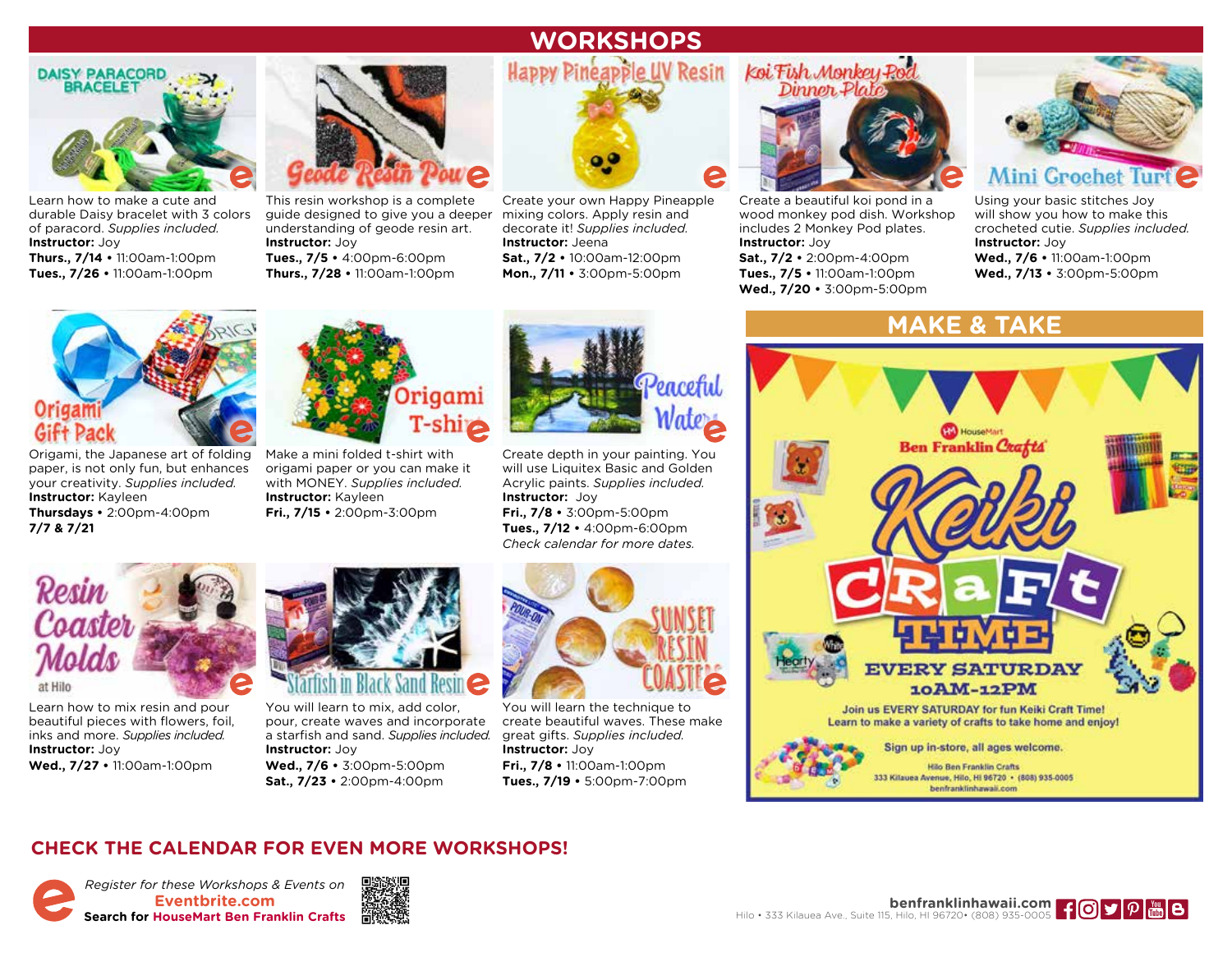# WORKSHOPS

### Daisy Paracord Bracelet

Learn how to make a cute and durable Daisy bracelet with 3 colors of paracord. *Supplies included.*
**Instructor:** Joy
**Thurs., 7/14** • 11:00am-1:00pm
**Tues., 7/26** • 11:00am-1:00pm

### Geode Resin Pour

This resin workshop is a complete guide designed to give you a deeper understanding of geode resin art.
**Instructor:** Joy
**Tues., 7/5** • 4:00pm-6:00pm
**Thurs., 7/28** • 11:00am-1:00pm

### Happy Pineapple UV Resin

Create your own Happy Pineapple mixing colors. Apply resin and decorate it! *Supplies included.*
**Instructor:** Jeena
**Sat., 7/2** • 10:00am-12:00pm
**Mon., 7/11** • 3:00pm-5:00pm

### Koi Fish Monkey Pod Dinner Plate

Create a beautiful koi pond in a wood monkey pod dish. Workshop includes 2 Monkey Pod plates.
**Instructor:** Joy
**Sat., 7/2** • 2:00pm-4:00pm
**Tues., 7/5** • 11:00am-1:00pm
**Wed., 7/20** • 3:00pm-5:00pm

### Mini Crochet Turtle

Using your basic stitches Joy will show you how to make this crocheted cutie. *Supplies included.*
**Instructor:** Joy
**Wed., 7/6** • 11:00am-1:00pm
**Wed., 7/13** • 3:00pm-5:00pm

### Origami Gift Pack

Origami, the Japanese art of folding paper, is not only fun, but enhances your creativity. *Supplies included.*
**Instructor:** Kayleen
**Thursdays** • 2:00pm-4:00pm
**7/7 & 7/21**

### Origami T-shirt

Make a mini folded t-shirt with origami paper or you can make it with MONEY. *Supplies included.*
**Instructor:** Kayleen
**Fri., 7/15** • 2:00pm-3:00pm

### Peaceful Water

Create depth in your painting. You will use Liquitex Basic and Golden Acrylic paints. *Supplies included.*
**Instructor:** Joy
**Fri., 7/8** • 3:00pm-5:00pm
**Tues., 7/12** • 4:00pm-6:00pm
*Check calendar for more dates.*

### Resin Coaster Molds at Hilo

Learn how to mix resin and pour beautiful pieces with flowers, foil, inks and more. *Supplies included.*
**Instructor:** Joy
**Wed., 7/27** • 11:00am-1:00pm

### Starfish in Black Sand Resin

You will learn to mix, add color, pour, create waves and incorporate a starfish and sand. *Supplies included.*
**Instructor:** Joy
**Wed., 7/6** • 3:00pm-5:00pm
**Sat., 7/23** • 2:00pm-4:00pm

### Sunset Resin Coasters

You will learn the technique to create beautiful waves. These make great gifts. *Supplies included.*
**Instructor:** Joy
**Fri., 7/8** • 11:00am-1:00pm
**Tues., 7/19** • 5:00pm-7:00pm

# MAKE & TAKE

HouseMart Ben Franklin Crafts

**Keiki Craft Time**

**EVERY SATURDAY 10AM-12PM**

Join us EVERY SATURDAY for fun Keiki Craft Time!
Learn to make a variety of crafts to take home and enjoy!

Sign up in-store, all ages welcome.

Hilo Ben Franklin Crafts
333 Kilauea Avenue, Hilo, HI 96720 • (808) 935-0005
benfranklinhawaii.com

## CHECK THE CALENDAR FOR EVEN MORE WORKSHOPS!

*Register for these Workshops & Events on*
**Eventbrite.com**
**Search for HouseMart Ben Franklin Crafts**

**benfranklinhawaii.com**
Hilo • 333 Kilauea Ave., Suite 115, Hilo, HI 96720• (808) 935-0005